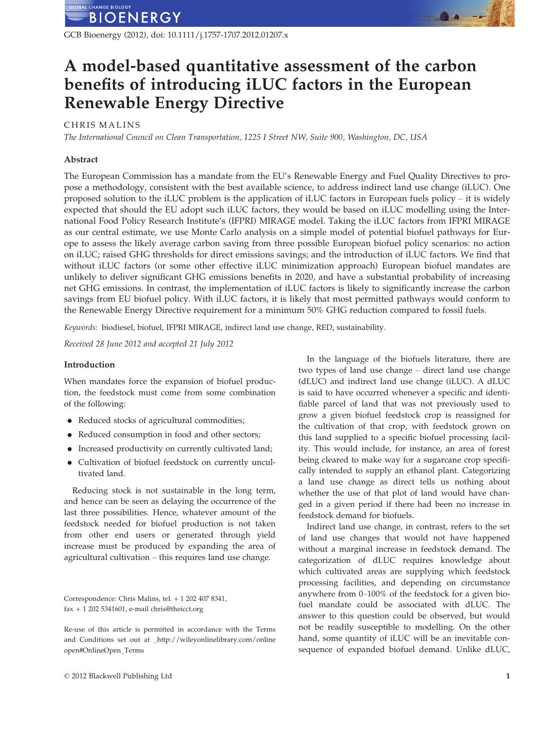# A model-based quantitative assessment of the carbon benefits of introducing iLUC factors in the European Renewable Energy Directive

CHRIS MALINS

*The International Council on Clean Transportation, 1225 I Street NW, Suite 900, Washington, DC, USA*

## Abstract

The European Commission has a mandate from the EU's Renewable Energy and Fuel Quality Directives to propose a methodology, consistent with the best available science, to address indirect land use change (iLUC). One proposed solution to the iLUC problem is the application of iLUC factors in European fuels policy – it is widely expected that should the EU adopt such iLUC factors, they would be based on iLUC modelling using the International Food Policy Research Institute's (IFPRI) MIRAGE model. Taking the iLUC factors from IFPRI MIRAGE as our central estimate, we use Monte Carlo analysis on a simple model of potential biofuel pathways for Europe to assess the likely average carbon saving from three possible European biofuel policy scenarios: no action on iLUC; raised GHG thresholds for direct emissions savings; and the introduction of iLUC factors. We find that without iLUC factors (or some other effective iLUC minimization approach) European biofuel mandates are unlikely to deliver significant GHG emissions benefits in 2020, and have a substantial probability of increasing net GHG emissions. In contrast, the implementation of iLUC factors is likely to significantly increase the carbon savings from EU biofuel policy. With iLUC factors, it is likely that most permitted pathways would conform to the Renewable Energy Directive requirement for a minimum 50% GHG reduction compared to fossil fuels.

*Keywords:* biodiesel, biofuel, IFPRI MIRAGE, indirect land use change, RED, sustainability.

*Received 28 June 2012 and accepted 21 July 2012*

## Introduction

When mandates force the expansion of biofuel production, the feedstock must come from some combination of the following:

- Reduced stocks of agricultural commodities;
- Reduced consumption in food and other sectors;
- Increased productivity on currently cultivated land;
- Cultivation of biofuel feedstock on currently uncultivated land.

Reducing stock is not sustainable in the long term, and hence can be seen as delaying the occurrence of the last three possibilities. Hence, whatever amount of the feedstock needed for biofuel production is not taken from other end users or generated through yield increase must be produced by expanding the area of agricultural cultivation – this requires land use change.

Correspondence: Chris Malins, tel. + 1 202 407 8341, fax + 1 202 5341601, e-mail chris@theicct.org

Re-use of this article is permitted in accordance with the Terms and Conditions set out at _http://wileyonlinelibrary.com/onlineopen#OnlineOpen_Terms

In the language of the biofuels literature, there are two types of land use change – direct land use change (dLUC) and indirect land use change (iLUC). A dLUC is said to have occurred whenever a specific and identifiable parcel of land that was not previously used to grow a given biofuel feedstock crop is reassigned for the cultivation of that crop, with feedstock grown on this land supplied to a specific biofuel processing facility. This would include, for instance, an area of forest being cleared to make way for a sugarcane crop specifically intended to supply an ethanol plant. Categorizing a land use change as direct tells us nothing about whether the use of that plot of land would have changed in a given period if there had been no increase in feedstock demand for biofuels.

Indirect land use change, in contrast, refers to the set of land use changes that would not have happened without a marginal increase in feedstock demand. The categorization of dLUC requires knowledge about which cultivated areas are supplying which feedstock processing facilities, and depending on circumstance anywhere from 0–100% of the feedstock for a given biofuel mandate could be associated with dLUC. The answer to this question could be observed, but would not be readily susceptible to modelling. On the other hand, some quantity of iLUC will be an inevitable consequence of expanded biofuel demand. Unlike dLUC,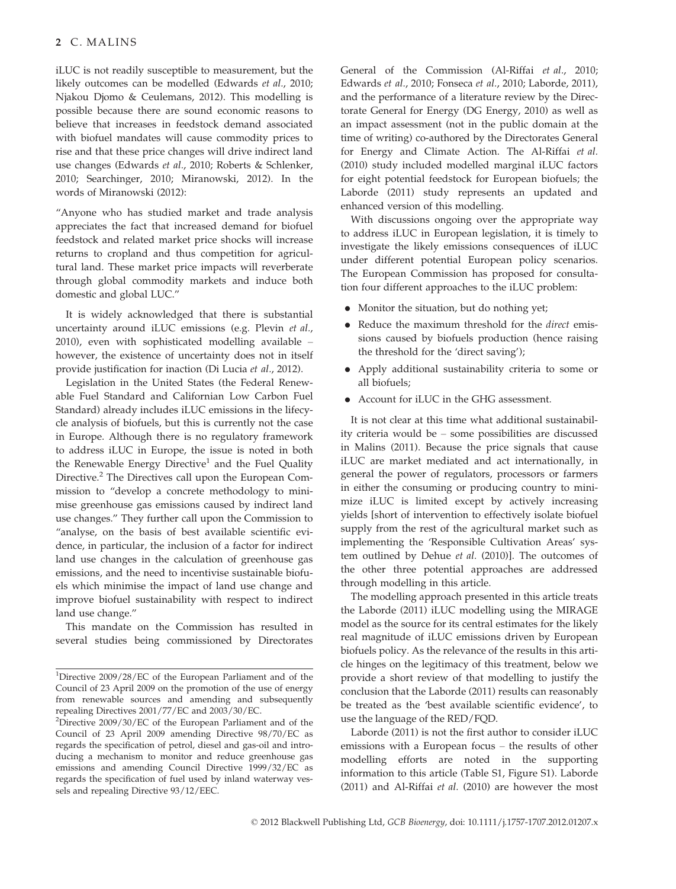iLUC is not readily susceptible to measurement, but the likely outcomes can be modelled (Edwards *et al*., 2010; Njakou Djomo & Ceulemans, 2012). This modelling is possible because there are sound economic reasons to believe that increases in feedstock demand associated with biofuel mandates will cause commodity prices to rise and that these price changes will drive indirect land use changes (Edwards *et al*., 2010; Roberts & Schlenker, 2010; Searchinger, 2010; Miranowski, 2012). In the words of Miranowski (2012):

"Anyone who has studied market and trade analysis appreciates the fact that increased demand for biofuel feedstock and related market price shocks will increase returns to cropland and thus competition for agricultural land. These market price impacts will reverberate through global commodity markets and induce both domestic and global LUC."

It is widely acknowledged that there is substantial uncertainty around iLUC emissions (e.g. Plevin *et al*., 2010), even with sophisticated modelling available – however, the existence of uncertainty does not in itself provide justification for inaction (Di Lucia *et al*., 2012).

Legislation in the United States (the Federal Renewable Fuel Standard and Californian Low Carbon Fuel Standard) already includes iLUC emissions in the lifecycle analysis of biofuels, but this is currently not the case in Europe. Although there is no regulatory framework to address iLUC in Europe, the issue is noted in both the Renewable Energy Directive[1] and the Fuel Quality Directive.[2] The Directives call upon the European Commission to "develop a concrete methodology to minimise greenhouse gas emissions caused by indirect land use changes." They further call upon the Commission to "analyse, on the basis of best available scientific evidence, in particular, the inclusion of a factor for indirect land use changes in the calculation of greenhouse gas emissions, and the need to incentivise sustainable biofuels which minimise the impact of land use change and improve biofuel sustainability with respect to indirect land use change."

This mandate on the Commission has resulted in several studies being commissioned by Directorates General of the Commission (Al-Riffai *et al*., 2010; Edwards *et al*., 2010; Fonseca *et al*., 2010; Laborde, 2011), and the performance of a literature review by the Directorate General for Energy (DG Energy, 2010) as well as an impact assessment (not in the public domain at the time of writing) co-authored by the Directorates General for Energy and Climate Action. The Al-Riffai *et al*. (2010) study included modelled marginal iLUC factors for eight potential feedstock for European biofuels; the Laborde (2011) study represents an updated and enhanced version of this modelling.

With discussions ongoing over the appropriate way to address iLUC in European legislation, it is timely to investigate the likely emissions consequences of iLUC under different potential European policy scenarios. The European Commission has proposed for consultation four different approaches to the iLUC problem:

- Monitor the situation, but do nothing yet;
- Reduce the maximum threshold for the *direct* emissions caused by biofuels production (hence raising the threshold for the 'direct saving');
- Apply additional sustainability criteria to some or all biofuels;
- Account for iLUC in the GHG assessment.

It is not clear at this time what additional sustainability criteria would be – some possibilities are discussed in Malins (2011). Because the price signals that cause iLUC are market mediated and act internationally, in general the power of regulators, processors or farmers in either the consuming or producing country to minimize iLUC is limited except by actively increasing yields [short of intervention to effectively isolate biofuel supply from the rest of the agricultural market such as implementing the 'Responsible Cultivation Areas' system outlined by Dehue *et al*. (2010)]. The outcomes of the other three potential approaches are addressed through modelling in this article.

The modelling approach presented in this article treats the Laborde (2011) iLUC modelling using the MIRAGE model as the source for its central estimates for the likely real magnitude of iLUC emissions driven by European biofuels policy. As the relevance of the results in this article hinges on the legitimacy of this treatment, below we provide a short review of that modelling to justify the conclusion that the Laborde (2011) results can reasonably be treated as the 'best available scientific evidence', to use the language of the RED/FQD.

Laborde (2011) is not the first author to consider iLUC emissions with a European focus – the results of other modelling efforts are noted in the supporting information to this article (Table S1, Figure S1). Laborde (2011) and Al-Riffai *et al*. (2010) are however the most

---

[1] Directive 2009/28/EC of the European Parliament and of the Council of 23 April 2009 on the promotion of the use of energy from renewable sources and amending and subsequently repealing Directives 2001/77/EC and 2003/30/EC.

[2] Directive 2009/30/EC of the European Parliament and of the Council of 23 April 2009 amending Directive 98/70/EC as regards the specification of petrol, diesel and gas-oil and introducing a mechanism to monitor and reduce greenhouse gas emissions and amending Council Directive 1999/32/EC as regards the specification of fuel used by inland waterway vessels and repealing Directive 93/12/EEC.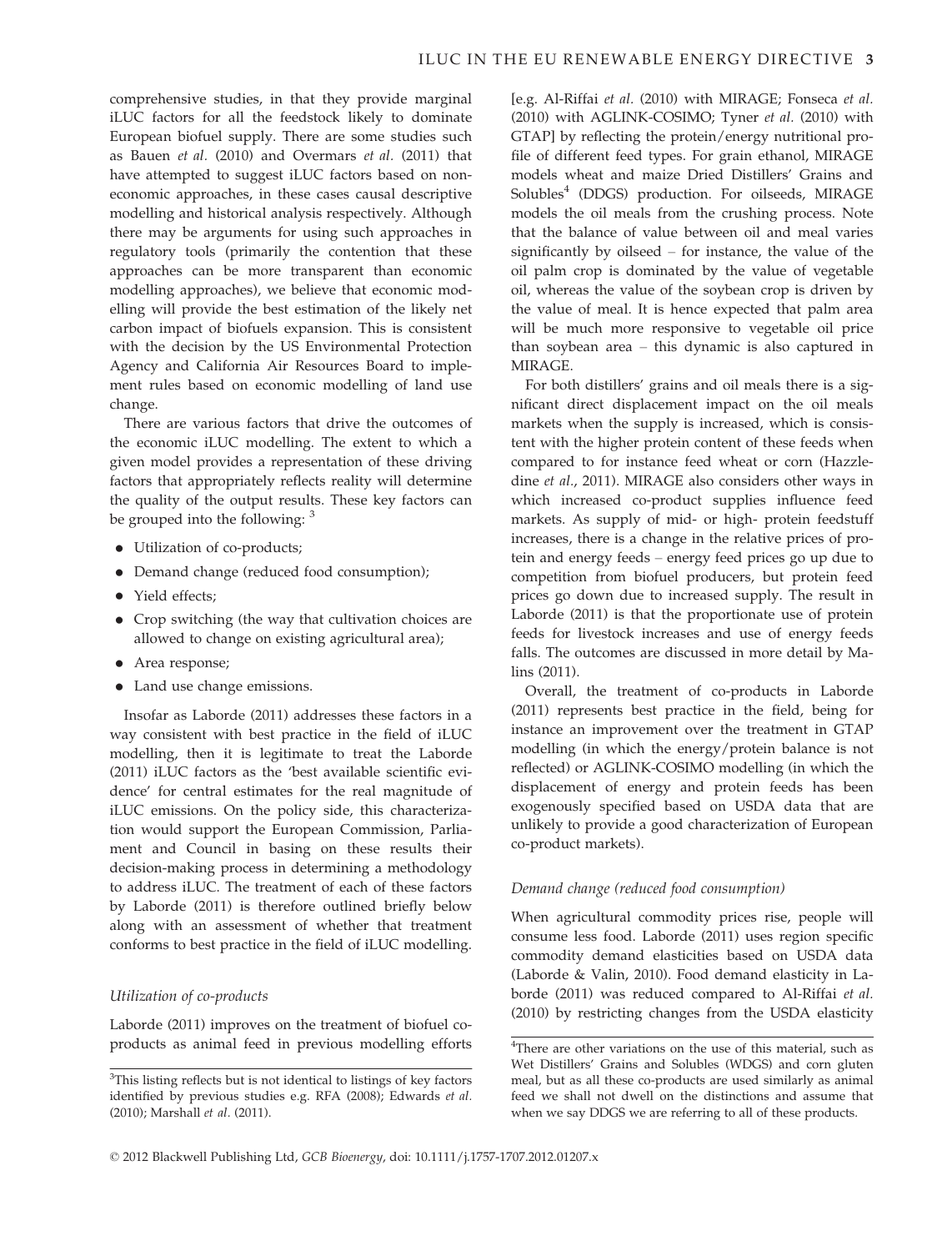comprehensive studies, in that they provide marginal iLUC factors for all the feedstock likely to dominate European biofuel supply. There are some studies such as Bauen *et al.* (2010) and Overmars *et al.* (2011) that have attempted to suggest iLUC factors based on non-economic approaches, in these cases causal descriptive modelling and historical analysis respectively. Although there may be arguments for using such approaches in regulatory tools (primarily the contention that these approaches can be more transparent than economic modelling approaches), we believe that economic modelling will provide the best estimation of the likely net carbon impact of biofuels expansion. This is consistent with the decision by the US Environmental Protection Agency and California Air Resources Board to implement rules based on economic modelling of land use change.

There are various factors that drive the outcomes of the economic iLUC modelling. The extent to which a given model provides a representation of these driving factors that appropriately reflects reality will determine the quality of the output results. These key factors can be grouped into the following: [3]

- Utilization of co-products;
- Demand change (reduced food consumption);
- Yield effects;
- Crop switching (the way that cultivation choices are allowed to change on existing agricultural area);
- Area response;
- Land use change emissions.

Insofar as Laborde (2011) addresses these factors in a way consistent with best practice in the field of iLUC modelling, then it is legitimate to treat the Laborde (2011) iLUC factors as the 'best available scientific evidence' for central estimates for the real magnitude of iLUC emissions. On the policy side, this characterization would support the European Commission, Parliament and Council in basing on these results their decision-making process in determining a methodology to address iLUC. The treatment of each of these factors by Laborde (2011) is therefore outlined briefly below along with an assessment of whether that treatment conforms to best practice in the field of iLUC modelling.

### *Utilization of co-products*

Laborde (2011) improves on the treatment of biofuel co-products as animal feed in previous modelling efforts [e.g. Al-Riffai *et al.* (2010) with MIRAGE; Fonseca *et al.* (2010) with AGLINK-COSIMO; Tyner *et al.* (2010) with GTAP] by reflecting the protein/energy nutritional profile of different feed types. For grain ethanol, MIRAGE models wheat and maize Dried Distillers' Grains and Solubles[4] (DDGS) production. For oilseeds, MIRAGE models the oil meals from the crushing process. Note that the balance of value between oil and meal varies significantly by oilseed – for instance, the value of the oil palm crop is dominated by the value of vegetable oil, whereas the value of the soybean crop is driven by the value of meal. It is hence expected that palm area will be much more responsive to vegetable oil price than soybean area – this dynamic is also captured in MIRAGE.

For both distillers' grains and oil meals there is a significant direct displacement impact on the oil meals markets when the supply is increased, which is consistent with the higher protein content of these feeds when compared to for instance feed wheat or corn (Hazzledine *et al.*, 2011). MIRAGE also considers other ways in which increased co-product supplies influence feed markets. As supply of mid- or high- protein feedstuff increases, there is a change in the relative prices of protein and energy feeds – energy feed prices go up due to competition from biofuel producers, but protein feed prices go down due to increased supply. The result in Laborde (2011) is that the proportionate use of protein feeds for livestock increases and use of energy feeds falls. The outcomes are discussed in more detail by Malins (2011).

Overall, the treatment of co-products in Laborde (2011) represents best practice in the field, being for instance an improvement over the treatment in GTAP modelling (in which the energy/protein balance is not reflected) or AGLINK-COSIMO modelling (in which the displacement of energy and protein feeds has been exogenously specified based on USDA data that are unlikely to provide a good characterization of European co-product markets).

### *Demand change (reduced food consumption)*

When agricultural commodity prices rise, people will consume less food. Laborde (2011) uses region specific commodity demand elasticities based on USDA data (Laborde & Valin, 2010). Food demand elasticity in Laborde (2011) was reduced compared to Al-Riffai *et al.* (2010) by restricting changes from the USDA elasticity

[3] This listing reflects but is not identical to listings of key factors identified by previous studies e.g. RFA (2008); Edwards *et al.* (2010); Marshall *et al.* (2011).

[4] There are other variations on the use of this material, such as Wet Distillers' Grains and Solubles (WDGS) and corn gluten meal, but as all these co-products are used similarly as animal feed we shall not dwell on the distinctions and assume that when we say DDGS we are referring to all of these products.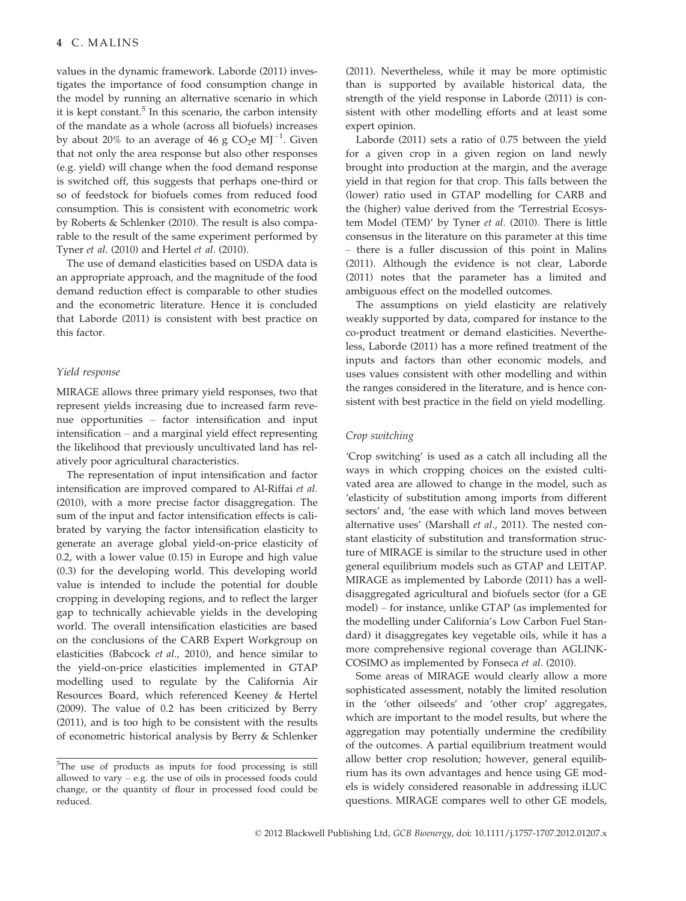values in the dynamic framework. Laborde (2011) investigates the importance of food consumption change in the model by running an alternative scenario in which it is kept constant.[5] In this scenario, the carbon intensity of the mandate as a whole (across all biofuels) increases by about 20% to an average of 46 g $CO_2$e $MJ^{-1}$. Given that not only the area response but also other responses (e.g. yield) will change when the food demand response is switched off, this suggests that perhaps one-third or so of feedstock for biofuels comes from reduced food consumption. This is consistent with econometric work by Roberts & Schlenker (2010). The result is also comparable to the result of the same experiment performed by Tyner *et al*. (2010) and Hertel *et al*. (2010).

The use of demand elasticities based on USDA data is an appropriate approach, and the magnitude of the food demand reduction effect is comparable to other studies and the econometric literature. Hence it is concluded that Laborde (2011) is consistent with best practice on this factor.

### *Yield response*

MIRAGE allows three primary yield responses, two that represent yields increasing due to increased farm revenue opportunities – factor intensification and input intensification – and a marginal yield effect representing the likelihood that previously uncultivated land has relatively poor agricultural characteristics.

The representation of input intensification and factor intensification are improved compared to Al-Riffai *et al*. (2010), with a more precise factor disaggregation. The sum of the input and factor intensification effects is calibrated by varying the factor intensification elasticity to generate an average global yield-on-price elasticity of 0.2, with a lower value (0.15) in Europe and high value (0.3) for the developing world. This developing world value is intended to include the potential for double cropping in developing regions, and to reflect the larger gap to technically achievable yields in the developing world. The overall intensification elasticities are based on the conclusions of the CARB Expert Workgroup on elasticities (Babcock *et al*., 2010), and hence similar to the yield-on-price elasticities implemented in GTAP modelling used to regulate by the California Air Resources Board, which referenced Keeney & Hertel (2009). The value of 0.2 has been criticized by Berry (2011), and is too high to be consistent with the results of econometric historical analysis by Berry & Schlenker (2011). Nevertheless, while it may be more optimistic than is supported by available historical data, the strength of the yield response in Laborde (2011) is consistent with other modelling efforts and at least some expert opinion.

Laborde (2011) sets a ratio of 0.75 between the yield for a given crop in a given region on land newly brought into production at the margin, and the average yield in that region for that crop. This falls between the (lower) ratio used in GTAP modelling for CARB and the (higher) value derived from the 'Terrestrial Ecosystem Model (TEM)' by Tyner *et al*. (2010). There is little consensus in the literature on this parameter at this time – there is a fuller discussion of this point in Malins (2011). Although the evidence is not clear, Laborde (2011) notes that the parameter has a limited and ambiguous effect on the modelled outcomes.

The assumptions on yield elasticity are relatively weakly supported by data, compared for instance to the co-product treatment or demand elasticities. Nevertheless, Laborde (2011) has a more refined treatment of the inputs and factors than other economic models, and uses values consistent with other modelling and within the ranges considered in the literature, and is hence consistent with best practice in the field on yield modelling.

### *Crop switching*

'Crop switching' is used as a catch all including all the ways in which cropping choices on the existed cultivated area are allowed to change in the model, such as 'elasticity of substitution among imports from different sectors' and, 'the ease with which land moves between alternative uses' (Marshall *et al*., 2011). The nested constant elasticity of substitution and transformation structure of MIRAGE is similar to the structure used in other general equilibrium models such as GTAP and LEITAP. MIRAGE as implemented by Laborde (2011) has a well-disaggregated agricultural and biofuels sector (for a GE model) – for instance, unlike GTAP (as implemented for the modelling under California's Low Carbon Fuel Standard) it disaggregates key vegetable oils, while it has a more comprehensive regional coverage than AGLINK-COSIMO as implemented by Fonseca *et al*. (2010).

Some areas of MIRAGE would clearly allow a more sophisticated assessment, notably the limited resolution in the 'other oilseeds' and 'other crop' aggregates, which are important to the model results, but where the aggregation may potentially undermine the credibility of the outcomes. A partial equilibrium treatment would allow better crop resolution; however, general equilibrium has its own advantages and hence using GE models is widely considered reasonable in addressing iLUC questions. MIRAGE compares well to other GE models,

[5]The use of products as inputs for food processing is still allowed to vary – e.g. the use of oils in processed foods could change, or the quantity of flour in processed food could be reduced.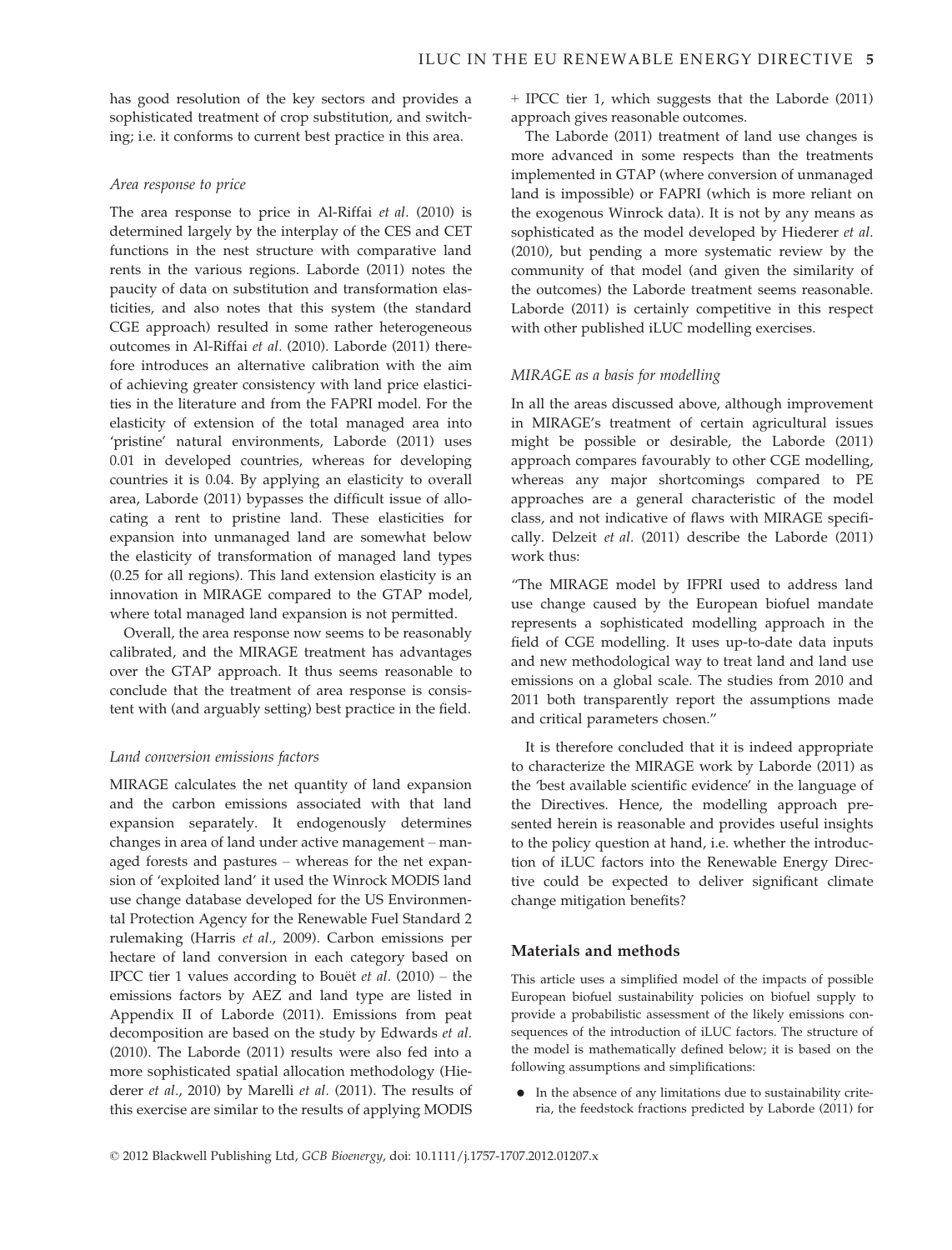has good resolution of the key sectors and provides a sophisticated treatment of crop substitution, and switching; i.e. it conforms to current best practice in this area.

*Area response to price*

The area response to price in Al-Riffai *et al.* (2010) is determined largely by the interplay of the CES and CET functions in the nest structure with comparative land rents in the various regions. Laborde (2011) notes the paucity of data on substitution and transformation elasticities, and also notes that this system (the standard CGE approach) resulted in some rather heterogeneous outcomes in Al-Riffai *et al.* (2010). Laborde (2011) therefore introduces an alternative calibration with the aim of achieving greater consistency with land price elasticities in the literature and from the FAPRI model. For the elasticity of extension of the total managed area into 'pristine' natural environments, Laborde (2011) uses 0.01 in developed countries, whereas for developing countries it is 0.04. By applying an elasticity to overall area, Laborde (2011) bypasses the difficult issue of allocating a rent to pristine land. These elasticities for expansion into unmanaged land are somewhat below the elasticity of transformation of managed land types (0.25 for all regions). This land extension elasticity is an innovation in MIRAGE compared to the GTAP model, where total managed land expansion is not permitted.

Overall, the area response now seems to be reasonably calibrated, and the MIRAGE treatment has advantages over the GTAP approach. It thus seems reasonable to conclude that the treatment of area response is consistent with (and arguably setting) best practice in the field.

*Land conversion emissions factors*

MIRAGE calculates the net quantity of land expansion and the carbon emissions associated with that land expansion separately. It endogenously determines changes in area of land under active management – managed forests and pastures – whereas for the net expansion of 'exploited land' it used the Winrock MODIS land use change database developed for the US Environmental Protection Agency for the Renewable Fuel Standard 2 rulemaking (Harris *et al*., 2009). Carbon emissions per hectare of land conversion in each category based on IPCC tier 1 values according to Bouët *et al.* (2010) – the emissions factors by AEZ and land type are listed in Appendix II of Laborde (2011). Emissions from peat decomposition are based on the study by Edwards *et al.* (2010). The Laborde (2011) results were also fed into a more sophisticated spatial allocation methodology (Hiederer *et al*., 2010) by Marelli *et al.* (2011). The results of this exercise are similar to the results of applying MODIS + IPCC tier 1, which suggests that the Laborde (2011) approach gives reasonable outcomes.

The Laborde (2011) treatment of land use changes is more advanced in some respects than the treatments implemented in GTAP (where conversion of unmanaged land is impossible) or FAPRI (which is more reliant on the exogenous Winrock data). It is not by any means as sophisticated as the model developed by Hiederer *et al.* (2010), but pending a more systematic review by the community of that model (and given the similarity of the outcomes) the Laborde treatment seems reasonable. Laborde (2011) is certainly competitive in this respect with other published iLUC modelling exercises.

*MIRAGE as a basis for modelling*

In all the areas discussed above, although improvement in MIRAGE's treatment of certain agricultural issues might be possible or desirable, the Laborde (2011) approach compares favourably to other CGE modelling, whereas any major shortcomings compared to PE approaches are a general characteristic of the model class, and not indicative of flaws with MIRAGE specifically. Delzeit *et al.* (2011) describe the Laborde (2011) work thus:

"The MIRAGE model by IFPRI used to address land use change caused by the European biofuel mandate represents a sophisticated modelling approach in the field of CGE modelling. It uses up-to-date data inputs and new methodological way to treat land and land use emissions on a global scale. The studies from 2010 and 2011 both transparently report the assumptions made and critical parameters chosen."

It is therefore concluded that it is indeed appropriate to characterize the MIRAGE work by Laborde (2011) as the 'best available scientific evidence' in the language of the Directives. Hence, the modelling approach presented herein is reasonable and provides useful insights to the policy question at hand, i.e. whether the introduction of iLUC factors into the Renewable Energy Directive could be expected to deliver significant climate change mitigation benefits?

## Materials and methods

This article uses a simplified model of the impacts of possible European biofuel sustainability policies on biofuel supply to provide a probabilistic assessment of the likely emissions consequences of the introduction of iLUC factors. The structure of the model is mathematically defined below; it is based on the following assumptions and simplifications:

- In the absence of any limitations due to sustainability criteria, the feedstock fractions predicted by Laborde (2011) for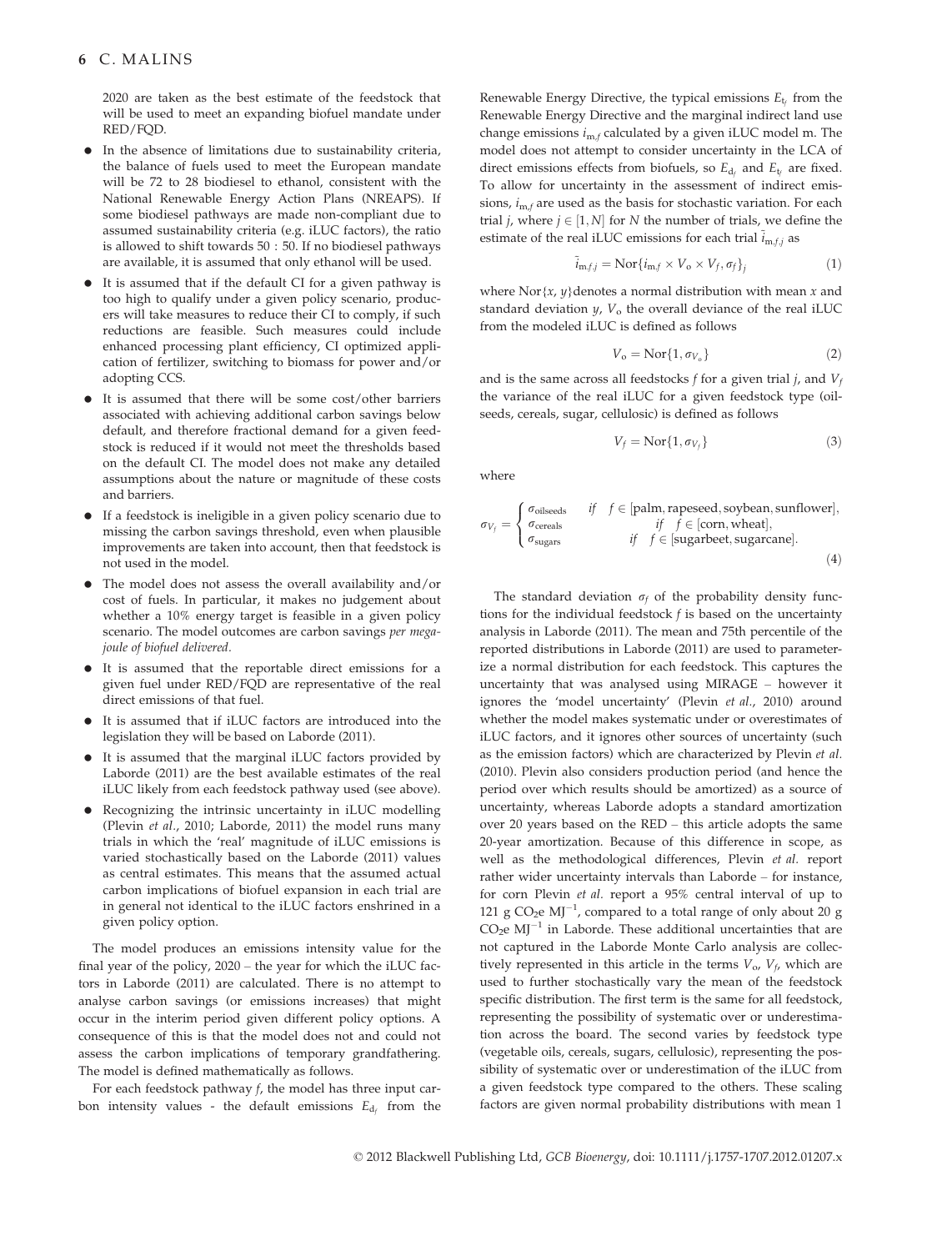2020 are taken as the best estimate of the feedstock that will be used to meet an expanding biofuel mandate under RED/FQD.

- In the absence of limitations due to sustainability criteria, the balance of fuels used to meet the European mandate will be 72 to 28 biodiesel to ethanol, consistent with the National Renewable Energy Action Plans (NREAPS). If some biodiesel pathways are made non-compliant due to assumed sustainability criteria (e.g. iLUC factors), the ratio is allowed to shift towards 50 : 50. If no biodiesel pathways are available, it is assumed that only ethanol will be used.
- It is assumed that if the default CI for a given pathway is too high to qualify under a given policy scenario, producers will take measures to reduce their CI to comply, if such reductions are feasible. Such measures could include enhanced processing plant efficiency, CI optimized application of fertilizer, switching to biomass for power and/or adopting CCS.
- It is assumed that there will be some cost/other barriers associated with achieving additional carbon savings below default, and therefore fractional demand for a given feedstock is reduced if it would not meet the thresholds based on the default CI. The model does not make any detailed assumptions about the nature or magnitude of these costs and barriers.
- If a feedstock is ineligible in a given policy scenario due to missing the carbon savings threshold, even when plausible improvements are taken into account, then that feedstock is not used in the model.
- The model does not assess the overall availability and/or cost of fuels. In particular, it makes no judgement about whether a 10% energy target is feasible in a given policy scenario. The model outcomes are carbon savings *per megajoule of biofuel delivered*.
- It is assumed that the reportable direct emissions for a given fuel under RED/FQD are representative of the real direct emissions of that fuel.
- It is assumed that if iLUC factors are introduced into the legislation they will be based on Laborde (2011).
- It is assumed that the marginal iLUC factors provided by Laborde (2011) are the best available estimates of the real iLUC likely from each feedstock pathway used (see above).
- Recognizing the intrinsic uncertainty in iLUC modelling (Plevin *et al.*, 2010; Laborde, 2011) the model runs many trials in which the 'real' magnitude of iLUC emissions is varied stochastically based on the Laborde (2011) values as central estimates. This means that the assumed actual carbon implications of biofuel expansion in each trial are in general not identical to the iLUC factors enshrined in a given policy option.

The model produces an emissions intensity value for the final year of the policy, 2020 – the year for which the iLUC factors in Laborde (2011) are calculated. There is no attempt to analyse carbon savings (or emissions increases) that might occur in the interim period given different policy options. A consequence of this is that the model does not and could not assess the carbon implications of temporary grandfathering. The model is defined mathematically as follows.

For each feedstock pathway $f$, the model has three input carbon intensity values - the default emissions $E_{d_f}$ from the Renewable Energy Directive, the typical emissions $E_{t_f}$ from the Renewable Energy Directive and the marginal indirect land use change emissions $i_{m,f}$ calculated by a given iLUC model m. The model does not attempt to consider uncertainty in the LCA of direct emissions effects from biofuels, so $E_{d_f}$ and $E_{t_f}$ are fixed. To allow for uncertainty in the assessment of indirect emissions, $i_{m,f}$ are used as the basis for stochastic variation. For each trial $j$, where $j \in [1, N]$ for $N$ the number of trials, we define the estimate of the real iLUC emissions for each trial $\tilde{i}_{m,f,j}$ as

$$\tilde{i}_{m,f,j} = \text{Nor}\{i_{m,f} \times V_o \times V_f, \sigma_f\}_j \tag{1}$$

where Nor$\{x, y\}$denotes a normal distribution with mean $x$ and standard deviation $y$, $V_o$ the overall deviance of the real iLUC from the modeled iLUC is defined as follows

$$V_o = \text{Nor}\{1, \sigma_{V_o}\} \tag{2}$$

and is the same across all feedstocks $f$ for a given trial $j$, and $V_f$ the variance of the real iLUC for a given feedstock type (oilseeds, cereals, sugar, cellulosic) is defined as follows

$$V_f = \text{Nor}\{1, \sigma_{V_f}\} \tag{3}$$

where

$$\sigma_{V_f} = \begin{cases} \sigma_{\text{oilseeds}} & \text{if} \quad f \in [\text{palm, rapeseed, soybean, sunflower}], \\ \sigma_{\text{cereals}} & \text{if} \quad f \in [\text{corn, wheat}], \\ \sigma_{\text{sugars}} & \text{if} \quad f \in [\text{sugarbeet, sugarcane}]. \end{cases} \tag{4}$$

The standard deviation $\sigma_f$ of the probability density functions for the individual feedstock $f$ is based on the uncertainty analysis in Laborde (2011). The mean and 75th percentile of the reported distributions in Laborde (2011) are used to parameterize a normal distribution for each feedstock. This captures the uncertainty that was analysed using MIRAGE – however it ignores the 'model uncertainty' (Plevin *et al.*, 2010) around whether the model makes systematic under or overestimates of iLUC factors, and it ignores other sources of uncertainty (such as the emission factors) which are characterized by Plevin *et al.* (2010). Plevin also considers production period (and hence the period over which results should be amortized) as a source of uncertainty, whereas Laborde adopts a standard amortization over 20 years based on the RED – this article adopts the same 20-year amortization. Because of this difference in scope, as well as the methodological differences, Plevin *et al.* report rather wider uncertainty intervals than Laborde – for instance, for corn Plevin *et al.* report a 95% central interval of up to 121 g $CO_2$e $MJ^{-1}$, compared to a total range of only about 20 g $CO_2$e $MJ^{-1}$ in Laborde. These additional uncertainties that are not captured in the Laborde Monte Carlo analysis are collectively represented in this article in the terms $V_o$, $V_f$, which are used to further stochastically vary the mean of the feedstock specific distribution. The first term is the same for all feedstock, representing the possibility of systematic over or underestimation across the board. The second varies by feedstock type (vegetable oils, cereals, sugars, cellulosic), representing the possibility of systematic over or underestimation of the iLUC from a given feedstock type compared to the others. These scaling factors are given normal probability distributions with mean 1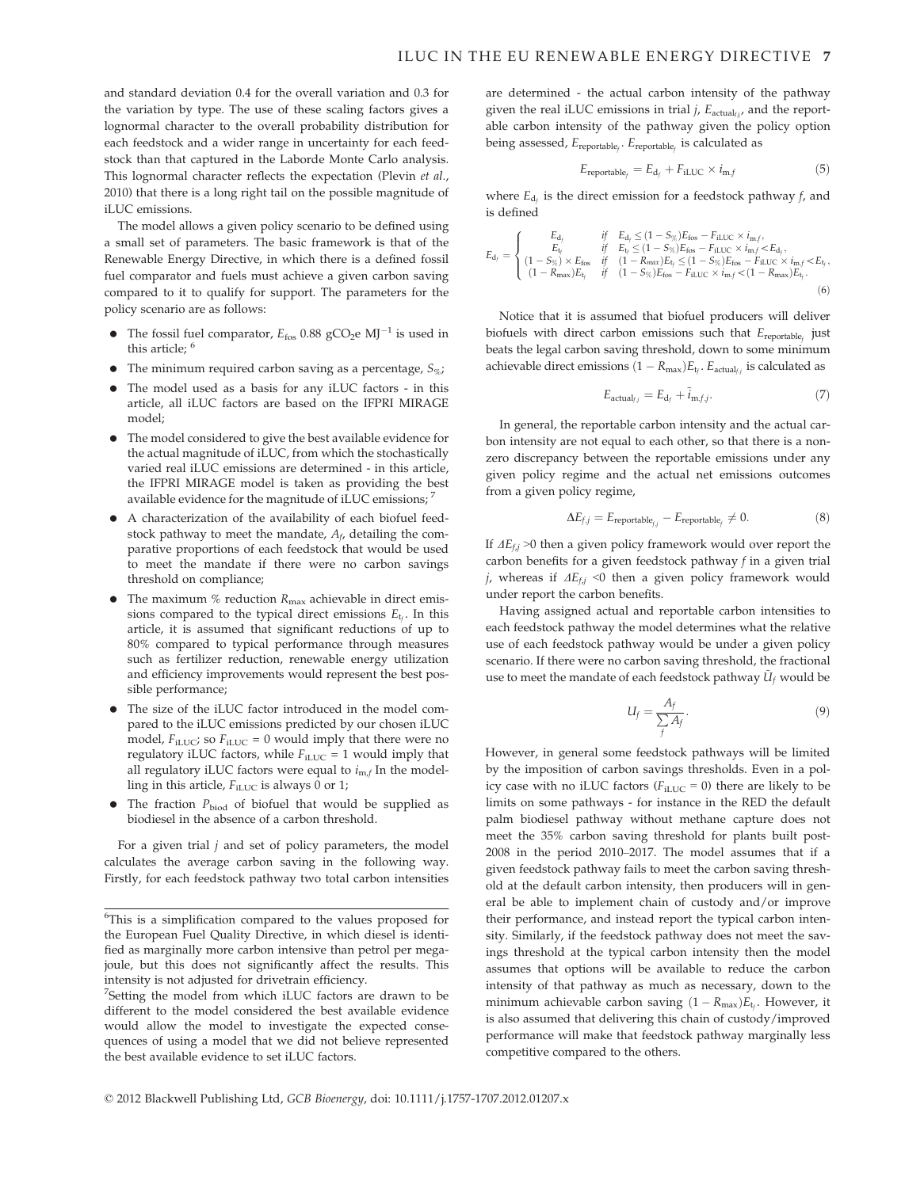and standard deviation 0.4 for the overall variation and 0.3 for the variation by type. The use of these scaling factors gives a lognormal character to the overall probability distribution for each feedstock and a wider range in uncertainty for each feedstock than that captured in the Laborde Monte Carlo analysis. This lognormal character reflects the expectation (Plevin *et al.*, 2010) that there is a long right tail on the possible magnitude of iLUC emissions.

The model allows a given policy scenario to be defined using a small set of parameters. The basic framework is that of the Renewable Energy Directive, in which there is a defined fossil fuel comparator and fuels must achieve a given carbon saving compared to it to qualify for support. The parameters for the policy scenario are as follows:

- The fossil fuel comparator, $E_{\mathrm{fos}}$ 0.88 gCO$_2$e MJ$^{-1}$ is used in this article; [6]
- The minimum required carbon saving as a percentage, $S_{\%}$;
- The model used as a basis for any iLUC factors - in this article, all iLUC factors are based on the IFPRI MIRAGE model;
- The model considered to give the best available evidence for the actual magnitude of iLUC, from which the stochastically varied real iLUC emissions are determined - in this article, the IFPRI MIRAGE model is taken as providing the best available evidence for the magnitude of iLUC emissions; [7]
- A characterization of the availability of each biofuel feedstock pathway to meet the mandate, $A_f$, detailing the comparative proportions of each feedstock that would be used to meet the mandate if there were no carbon savings threshold on compliance;
- The maximum % reduction $R_{\max}$ achievable in direct emissions compared to the typical direct emissions $E_{t_f}$. In this article, it is assumed that significant reductions of up to 80% compared to typical performance through measures such as fertilizer reduction, renewable energy utilization and efficiency improvements would represent the best possible performance;
- The size of the iLUC factor introduced in the model compared to the iLUC emissions predicted by our chosen iLUC model, $F_{\mathrm{iLUC}}$; so $F_{\mathrm{iLUC}}$ = 0 would imply that there were no regulatory iLUC factors, while $F_{\mathrm{iLUC}}$ = 1 would imply that all regulatory iLUC factors were equal to $i_{\mathrm{m},f}$ In the modelling in this article, $F_{\mathrm{iLUC}}$ is always 0 or 1;
- The fraction $P_{\mathrm{biod}}$ of biofuel that would be supplied as biodiesel in the absence of a carbon threshold.

For a given trial $j$ and set of policy parameters, the model calculates the average carbon saving in the following way. Firstly, for each feedstock pathway two total carbon intensities are determined - the actual carbon intensity of the pathway given the real iLUC emissions in trial $j$, $E_{\mathrm{actual}_{f,j}}$, and the reportable carbon intensity of the pathway given the policy option being assessed, $E_{\mathrm{reportable}_f}$. $E_{\mathrm{reportable}_f}$ is calculated as

$$E_{\mathrm{reportable}_f} = E_{\mathrm{d}_f} + F_{\mathrm{iLUC}} \times i_{\mathrm{m},f} \tag{5}$$

where $E_{\mathrm{d}_f}$ is the direct emission for a feedstock pathway $f$, and is defined

$$E_{\mathrm{d}_f} = \begin{cases} E_{\mathrm{d}_f} & \text{if} \quad E_{\mathrm{d}_f} \leq (1 - S_{\%})E_{\mathrm{fos}} - F_{\mathrm{iLUC}} \times i_{\mathrm{m},f}, \\ E_{\mathrm{t}_f} & \text{if} \quad E_{\mathrm{t}_f} \leq (1 - S_{\%})E_{\mathrm{fos}} - F_{\mathrm{iLUC}} \times i_{\mathrm{m},f} < E_{\mathrm{d}_f}, \\ (1 - S_{\%}) \times E_{\mathrm{fos}} & \text{if} \quad (1 - R_{max})E_{\mathrm{t}_f} \leq (1 - S_{\%})E_{\mathrm{fos}} - F_{\mathrm{iLUC}} \times i_{\mathrm{m},f} < E_{\mathrm{t}_f}, \\ (1 - R_{\max})E_{\mathrm{t}_f} & \text{if} \quad (1 - S_{\%})E_{\mathrm{fos}} - F_{\mathrm{iLUC}} \times i_{\mathrm{m},f} < (1 - R_{\max})E_{\mathrm{t}_f}. \end{cases} \tag{6}$$

Notice that it is assumed that biofuel producers will deliver biofuels with direct carbon emissions such that $E_{\mathrm{reportable}_f}$ just beats the legal carbon saving threshold, down to some minimum achievable direct emissions $(1 - R_{\max})E_{\mathrm{t}_f}$. $E_{\mathrm{actual}_{f,j}}$ is calculated as

$$E_{\mathrm{actual}_{f,j}} = E_{\mathrm{d}_f} + \tilde{i}_{\mathrm{m},f,j}. \tag{7}$$

In general, the reportable carbon intensity and the actual carbon intensity are not equal to each other, so that there is a nonzero discrepancy between the reportable emissions under any given policy regime and the actual net emissions outcomes from a given policy regime,

$$\Delta E_{f,j} = E_{\mathrm{reportable}_{f,j}} - E_{\mathrm{reportable}_f} \neq 0. \tag{8}$$

If $\Delta E_{f,j} > 0$ then a given policy framework would over report the carbon benefits for a given feedstock pathway $f$ in a given trial $j$, whereas if $\Delta E_{f,j} < 0$ then a given policy framework would under report the carbon benefits.

Having assigned actual and reportable carbon intensities to each feedstock pathway the model determines what the relative use of each feedstock pathway would be under a given policy scenario. If there were no carbon saving threshold, the fractional use to meet the mandate of each feedstock pathway $\bar{U}_f$ would be

$$U_f = \frac{A_f}{\sum_f A_f}. \tag{9}$$

However, in general some feedstock pathways will be limited by the imposition of carbon savings thresholds. Even in a policy case with no iLUC factors ($F_{\mathrm{iLUC}} = 0$) there are likely to be limits on some pathways - for instance in the RED the default palm biodiesel pathway without methane capture does not meet the 35% carbon saving threshold for plants built post-2008 in the period 2010–2017. The model assumes that if a given feedstock pathway fails to meet the carbon saving threshold at the default carbon intensity, then producers will in general be able to implement chain of custody and/or improve their performance, and instead report the typical carbon intensity. Similarly, if the feedstock pathway does not meet the savings threshold at the typical carbon intensity then the model assumes that options will be available to reduce the carbon intensity of that pathway as much as necessary, down to the minimum achievable carbon saving $(1 - R_{\max})E_{\mathrm{t}_f}$. However, it is also assumed that delivering this chain of custody/improved performance will make that feedstock pathway marginally less competitive compared to the others.

---

[6] This is a simplification compared to the values proposed for the European Fuel Quality Directive, in which diesel is identified as marginally more carbon intensive than petrol per megajoule, but this does not significantly affect the results. This intensity is not adjusted for drivetrain efficiency.

[7] Setting the model from which iLUC factors are drawn to be different to the model considered the best available evidence would allow the model to investigate the expected consequences of using a model that we did not believe represented the best available evidence to set iLUC factors.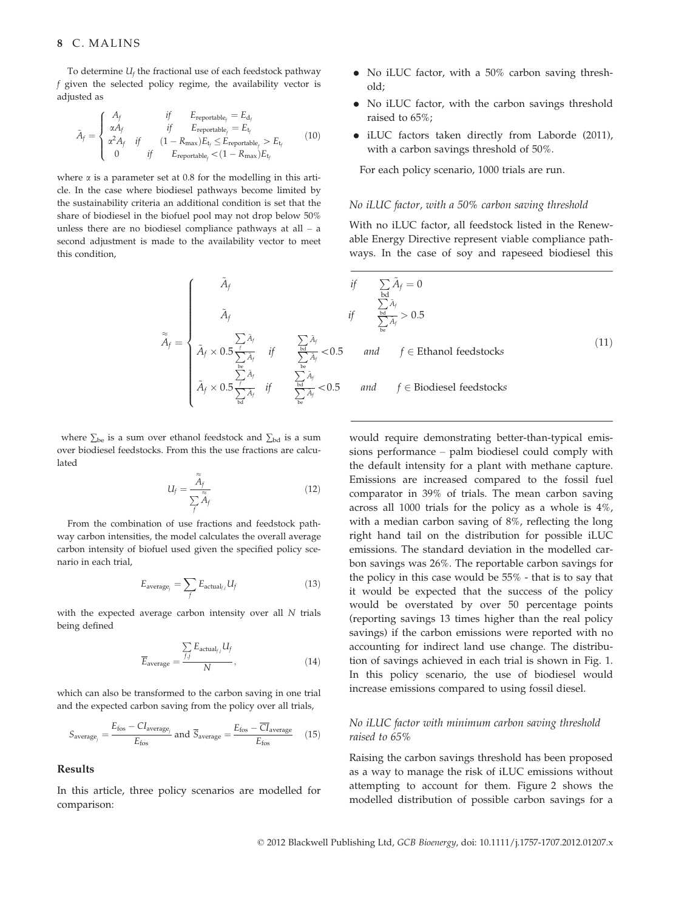To determine $U_f$ the fractional use of each feedstock pathway $f$ given the selected policy regime, the availability vector is adjusted as

$$\tilde{A}_f = \begin{cases} A_f & \text{if} \quad E_{\text{reportable}_f} = E_{d_f} \\ \alpha A_f & \text{if} \quad E_{\text{reportable}_f} = E_{t_f} \\ \alpha^2 A_f & \text{if} \quad (1 - R_{\max})E_{t_f} \leq E_{\text{reportable}_f} > E_{t_f} \\ 0 & \text{if} \quad E_{\text{reportable}_f} < (1 - R_{\max})E_{t_f} \end{cases} \tag{10}$$

where $\alpha$ is a parameter set at 0.8 for the modelling in this article. In the case where biodiesel pathways become limited by the sustainability criteria an additional condition is set that the share of biodiesel in the biofuel pool may not drop below 50% unless there are no biodiesel compliance pathways at all – a second adjustment is made to the availability vector to meet this condition,

$$\tilde{\tilde{A}}_f = \begin{cases} \tilde{A}_f & \text{if} \quad \sum_{\text{bd}} \tilde{A}_f = 0 \\ \tilde{A}_f & \text{if} \quad \dfrac{\sum_{\text{bd}} \tilde{A}_f}{\sum_{\text{be}} \tilde{A}_f} > 0.5 \\ \tilde{A}_f \times 0.5 \dfrac{\sum_f \tilde{A}_f}{\sum_{\text{be}} \tilde{A}_f} & \text{if} \quad \dfrac{\sum_{\text{bd}} \tilde{A}_f}{\sum_{\text{be}} \tilde{A}_f} < 0.5 \quad \text{and} \quad f \in \text{Ethanol feedstocks} \\ \tilde{A}_f \times 0.5 \dfrac{\sum_f \tilde{A}_f}{\sum_{\text{bd}} \tilde{A}_f} & \text{if} \quad \dfrac{\sum_{\text{bd}} \tilde{A}_f}{\sum_{\text{be}} \tilde{A}_f} < 0.5 \quad \text{and} \quad f \in \text{Biodiesel feedstocks} \end{cases} \tag{11}$$

where $\sum_{\text{be}}$ is a sum over ethanol feedstock and $\sum_{\text{bd}}$ is a sum over biodiesel feedstocks. From this the use fractions are calculated

$$U_f = \frac{\tilde{\tilde{A}}_f}{\sum_f \tilde{\tilde{A}}_f} \tag{12}$$

From the combination of use fractions and feedstock pathway carbon intensities, the model calculates the overall average carbon intensity of biofuel used given the specified policy scenario in each trial,

$$E_{\text{average}_j} = \sum_f E_{\text{actual}_{f,j}} U_f \tag{13}$$

with the expected average carbon intensity over all $N$ trials being defined

$$\overline{E}_{\text{average}} = \frac{\sum_{f,j} E_{\text{actual}_{f,j}} U_f}{N}, \tag{14}$$

which can also be transformed to the carbon saving in one trial and the expected carbon saving from the policy over all trials,

$$S_{\text{average}_j} = \frac{E_{\text{fos}} - CI_{\text{average}_j}}{E_{\text{fos}}} \text{ and } \overline{S}_{\text{average}} = \frac{E_{\text{fos}} - \overline{CI}_{\text{average}}}{E_{\text{fos}}} \tag{15}$$

## Results

In this article, three policy scenarios are modelled for comparison:

- No iLUC factor, with a 50% carbon saving threshold;
- No iLUC factor, with the carbon savings threshold raised to 65%;
- iLUC factors taken directly from Laborde (2011), with a carbon savings threshold of 50%.

For each policy scenario, 1000 trials are run.

### *No iLUC factor, with a 50% carbon saving threshold*

With no iLUC factor, all feedstock listed in the Renewable Energy Directive represent viable compliance pathways. In the case of soy and rapeseed biodiesel this would require demonstrating better-than-typical emissions performance – palm biodiesel could comply with the default intensity for a plant with methane capture. Emissions are increased compared to the fossil fuel comparator in 39% of trials. The mean carbon saving across all 1000 trials for the policy as a whole is 4%, with a median carbon saving of 8%, reflecting the long right hand tail on the distribution for possible iLUC emissions. The standard deviation in the modelled carbon savings was 26%. The reportable carbon savings for the policy in this case would be 55% - that is to say that it would be expected that the success of the policy would be overstated by over 50 percentage points (reporting savings 13 times higher than the real policy savings) if the carbon emissions were reported with no accounting for indirect land use change. The distribution of savings achieved in each trial is shown in Fig. 1. In this policy scenario, the use of biodiesel would increase emissions compared to using fossil diesel.

### *No iLUC factor with minimum carbon saving threshold raised to 65%*

Raising the carbon savings threshold has been proposed as a way to manage the risk of iLUC emissions without attempting to account for them. Figure 2 shows the modelled distribution of possible carbon savings for a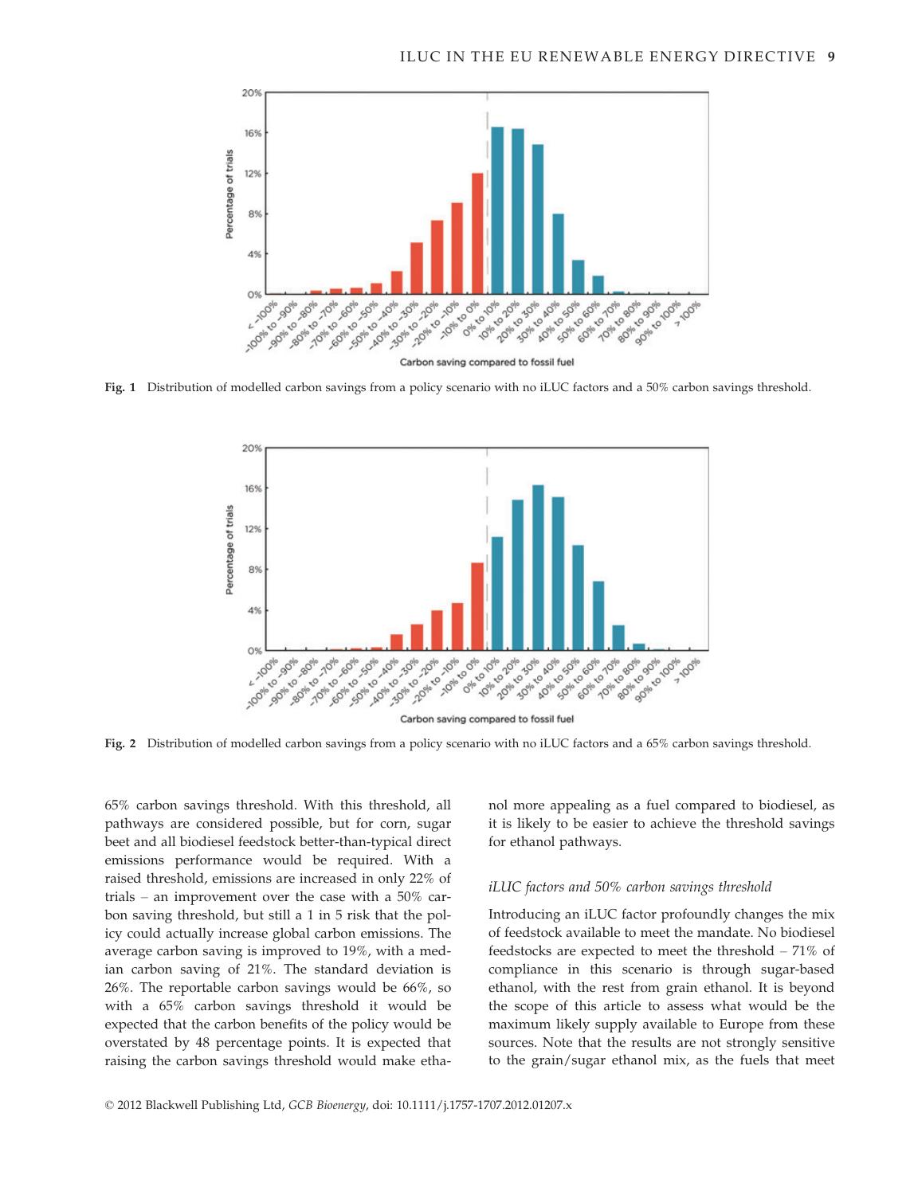Fig. 1 Distribution of modelled carbon savings from a policy scenario with no iLUC factors and a 50% carbon savings threshold.

Fig. 2 Distribution of modelled carbon savings from a policy scenario with no iLUC factors and a 65% carbon savings threshold.

65% carbon savings threshold. With this threshold, all pathways are considered possible, but for corn, sugar beet and all biodiesel feedstock better-than-typical direct emissions performance would be required. With a raised threshold, emissions are increased in only 22% of trials – an improvement over the case with a 50% carbon saving threshold, but still a 1 in 5 risk that the policy could actually increase global carbon emissions. The average carbon saving is improved to 19%, with a median carbon saving of 21%. The standard deviation is 26%. The reportable carbon savings would be 66%, so with a 65% carbon savings threshold it would be expected that the carbon benefits of the policy would be overstated by 48 percentage points. It is expected that raising the carbon savings threshold would make ethanol more appealing as a fuel compared to biodiesel, as it is likely to be easier to achieve the threshold savings for ethanol pathways.

### *iLUC factors and 50% carbon savings threshold*

Introducing an iLUC factor profoundly changes the mix of feedstock available to meet the mandate. No biodiesel feedstocks are expected to meet the threshold – 71% of compliance in this scenario is through sugar-based ethanol, with the rest from grain ethanol. It is beyond the scope of this article to assess what would be the maximum likely supply available to Europe from these sources. Note that the results are not strongly sensitive to the grain/sugar ethanol mix, as the fuels that meet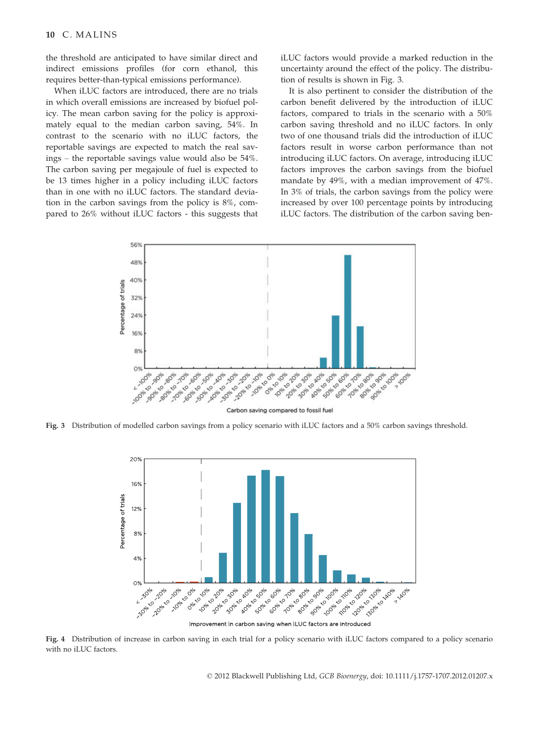the threshold are anticipated to have similar direct and indirect emissions profiles (for corn ethanol, this requires better-than-typical emissions performance).

When iLUC factors are introduced, there are no trials in which overall emissions are increased by biofuel policy. The mean carbon saving for the policy is approximately equal to the median carbon saving, 54%. In contrast to the scenario with no iLUC factors, the reportable savings are expected to match the real savings – the reportable savings value would also be 54%. The carbon saving per megajoule of fuel is expected to be 13 times higher in a policy including iLUC factors than in one with no iLUC factors. The standard deviation in the carbon savings from the policy is 8%, compared to 26% without iLUC factors - this suggests that iLUC factors would provide a marked reduction in the uncertainty around the effect of the policy. The distribution of results is shown in Fig. 3.

It is also pertinent to consider the distribution of the carbon benefit delivered by the introduction of iLUC factors, compared to trials in the scenario with a 50% carbon saving threshold and no iLUC factors. In only two of one thousand trials did the introduction of iLUC factors result in worse carbon performance than not introducing iLUC factors. On average, introducing iLUC factors improves the carbon savings from the biofuel mandate by 49%, with a median improvement of 47%. In 3% of trials, the carbon savings from the policy were increased by over 100 percentage points by introducing iLUC factors. The distribution of the carbon saving ben-

**Fig. 3** Distribution of modelled carbon savings from a policy scenario with iLUC factors and a 50% carbon savings threshold.

**Fig. 4** Distribution of increase in carbon saving in each trial for a policy scenario with iLUC factors compared to a policy scenario with no iLUC factors.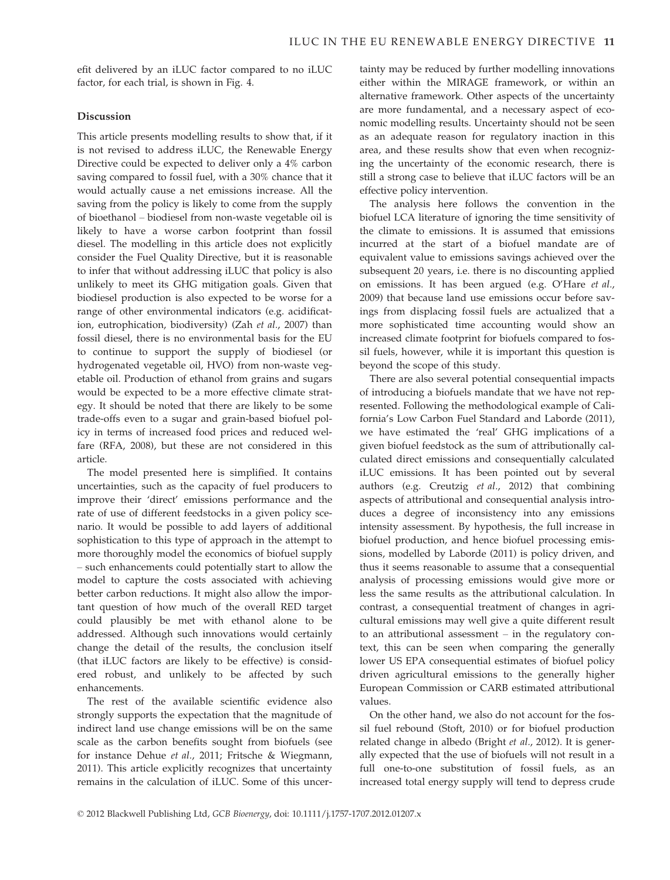efit delivered by an iLUC factor compared to no iLUC factor, for each trial, is shown in Fig. 4.

## Discussion

This article presents modelling results to show that, if it is not revised to address iLUC, the Renewable Energy Directive could be expected to deliver only a 4% carbon saving compared to fossil fuel, with a 30% chance that it would actually cause a net emissions increase. All the saving from the policy is likely to come from the supply of bioethanol – biodiesel from non-waste vegetable oil is likely to have a worse carbon footprint than fossil diesel. The modelling in this article does not explicitly consider the Fuel Quality Directive, but it is reasonable to infer that without addressing iLUC that policy is also unlikely to meet its GHG mitigation goals. Given that biodiesel production is also expected to be worse for a range of other environmental indicators (e.g. acidification, eutrophication, biodiversity) (Zah *et al.*, 2007) than fossil diesel, there is no environmental basis for the EU to continue to support the supply of biodiesel (or hydrogenated vegetable oil, HVO) from non-waste vegetable oil. Production of ethanol from grains and sugars would be expected to be a more effective climate strategy. It should be noted that there are likely to be some trade-offs even to a sugar and grain-based biofuel policy in terms of increased food prices and reduced welfare (RFA, 2008), but these are not considered in this article.

The model presented here is simplified. It contains uncertainties, such as the capacity of fuel producers to improve their 'direct' emissions performance and the rate of use of different feedstocks in a given policy scenario. It would be possible to add layers of additional sophistication to this type of approach in the attempt to more thoroughly model the economics of biofuel supply – such enhancements could potentially start to allow the model to capture the costs associated with achieving better carbon reductions. It might also allow the important question of how much of the overall RED target could plausibly be met with ethanol alone to be addressed. Although such innovations would certainly change the detail of the results, the conclusion itself (that iLUC factors are likely to be effective) is considered robust, and unlikely to be affected by such enhancements.

The rest of the available scientific evidence also strongly supports the expectation that the magnitude of indirect land use change emissions will be on the same scale as the carbon benefits sought from biofuels (see for instance Dehue *et al.*, 2011; Fritsche & Wiegmann, 2011). This article explicitly recognizes that uncertainty remains in the calculation of iLUC. Some of this uncertainty may be reduced by further modelling innovations either within the MIRAGE framework, or within an alternative framework. Other aspects of the uncertainty are more fundamental, and a necessary aspect of economic modelling results. Uncertainty should not be seen as an adequate reason for regulatory inaction in this area, and these results show that even when recognizing the uncertainty of the economic research, there is still a strong case to believe that iLUC factors will be an effective policy intervention.

The analysis here follows the convention in the biofuel LCA literature of ignoring the time sensitivity of the climate to emissions. It is assumed that emissions incurred at the start of a biofuel mandate are of equivalent value to emissions savings achieved over the subsequent 20 years, i.e. there is no discounting applied on emissions. It has been argued (e.g. O'Hare *et al.*, 2009) that because land use emissions occur before savings from displacing fossil fuels are actualized that a more sophisticated time accounting would show an increased climate footprint for biofuels compared to fossil fuels, however, while it is important this question is beyond the scope of this study.

There are also several potential consequential impacts of introducing a biofuels mandate that we have not represented. Following the methodological example of California's Low Carbon Fuel Standard and Laborde (2011), we have estimated the 'real' GHG implications of a given biofuel feedstock as the sum of attributionally calculated direct emissions and consequentially calculated iLUC emissions. It has been pointed out by several authors (e.g. Creutzig *et al.*, 2012) that combining aspects of attributional and consequential analysis introduces a degree of inconsistency into any emissions intensity assessment. By hypothesis, the full increase in biofuel production, and hence biofuel processing emissions, modelled by Laborde (2011) is policy driven, and thus it seems reasonable to assume that a consequential analysis of processing emissions would give more or less the same results as the attributional calculation. In contrast, a consequential treatment of changes in agricultural emissions may well give a quite different result to an attributional assessment – in the regulatory context, this can be seen when comparing the generally lower US EPA consequential estimates of biofuel policy driven agricultural emissions to the generally higher European Commission or CARB estimated attributional values.

On the other hand, we also do not account for the fossil fuel rebound (Stoft, 2010) or for biofuel production related change in albedo (Bright *et al.*, 2012). It is generally expected that the use of biofuels will not result in a full one-to-one substitution of fossil fuels, as an increased total energy supply will tend to depress crude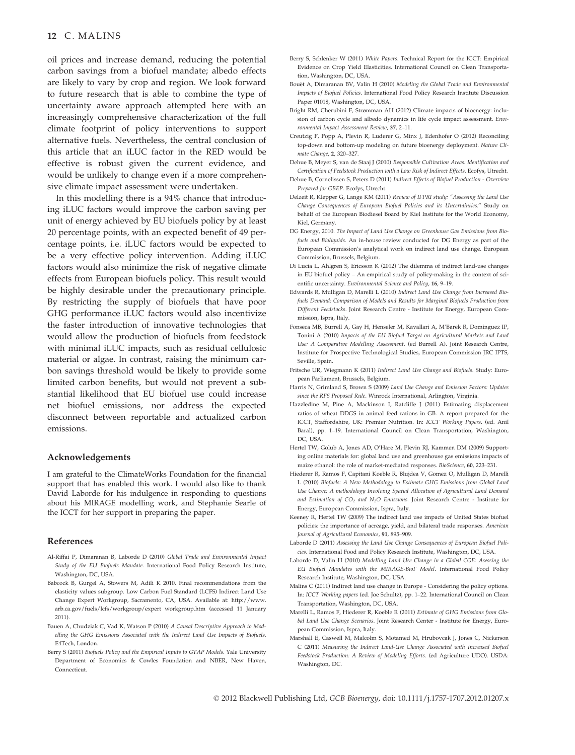oil prices and increase demand, reducing the potential carbon savings from a biofuel mandate; albedo effects are likely to vary by crop and region. We look forward to future research that is able to combine the type of uncertainty aware approach attempted here with an increasingly comprehensive characterization of the full climate footprint of policy interventions to support alternative fuels. Nevertheless, the central conclusion of this article that an iLUC factor in the RED would be effective is robust given the current evidence, and would be unlikely to change even if a more comprehensive climate impact assessment were undertaken.

In this modelling there is a 94% chance that introducing iLUC factors would improve the carbon saving per unit of energy achieved by EU biofuels policy by at least 20 percentage points, with an expected benefit of 49 percentage points, i.e. iLUC factors would be expected to be a very effective policy intervention. Adding iLUC factors would also minimize the risk of negative climate effects from European biofuels policy. This result would be highly desirable under the precautionary principle. By restricting the supply of biofuels that have poor GHG performance iLUC factors would also incentivize the faster introduction of innovative technologies that would allow the production of biofuels from feedstock with minimal iLUC impacts, such as residual cellulosic material or algae. In contrast, raising the minimum carbon savings threshold would be likely to provide some limited carbon benefits, but would not prevent a substantial likelihood that EU biofuel use could increase net biofuel emissions, nor address the expected disconnect between reportable and actualized carbon emissions.

## Acknowledgements

I am grateful to the ClimateWorks Foundation for the financial support that has enabled this work. I would also like to thank David Laborde for his indulgence in responding to questions about his MIRAGE modelling work, and Stephanie Searle of the ICCT for her support in preparing the paper.

## References

Al-Riffai P, Dimaranan B, Laborde D (2010) *Global Trade and Environmental Impact Study of the EU Biofuels Mandate*. International Food Policy Research Institute, Washington, DC, USA.

Babcock B, Gurgel A, Stowers M, Adili K 2010. Final recommendations from the elasticity values subgroup. Low Carbon Fuel Standard (LCFS) Indirect Land Use Change Expert Workgroup, Sacramento, CA, USA. Available at: http://www.arb.ca.gov/fuels/lcfs/workgroup/expert workgroup.htm (accessed 11 January 2011).

Bauen A, Chudziak C, Vad K, Watson P (2010) *A Causal Descriptive Approach to Modelling the GHG Emissions Associated with the Indirect Land Use Impacts of Biofuels*. E4Tech, London.

Berry S (2011) *Biofuels Policy and the Empirical Inputs to GTAP Models*. Yale University Department of Economics & Cowles Foundation and NBER, New Haven, Connecticut.

Berry S, Schlenker W (2011) *White Papers*. Technical Report for the ICCT: Empirical Evidence on Crop Yield Elasticities. International Council on Clean Transportation, Washington, DC, USA.

Bouët A, Dimaranan BV, Valin H (2010) *Modeling the Global Trade and Environmental Impacts of Biofuel Policies*. International Food Policy Research Institute Discussion Paper 01018, Washington, DC, USA.

Bright RM, Cherubini F, Strømman AH (2012) Climate impacts of bioenergy: inclusion of carbon cycle and albedo dynamics in life cycle impact assessment. *Environmental Impact Assessment Review*, **37**, 2–11.

Creutzig F, Popp A, Plevin R, Luderer G, Minx J, Edenhofer O (2012) Reconciling top-down and bottom-up modeling on future bioenergy deployment. *Nature Climate Change*, **2**, 320–327.

Dehue B, Meyer S, van de Staaj J (2010) *Responsible Cultivation Areas: Identification and Certification of Feedstock Production with a Low Risk of Indirect Effects*. Ecofys, Utrecht.

Dehue B, Cornelissen S, Peters D (2011) *Indirect Effects of Biofuel Production - Overview Prepared for GBEP*. Ecofys, Utrecht.

Delzeit R, Klepper G, Lange KM (2011) *Review of IFPRI study: "Assessing the Land Use Change Consequences of European Biofuel Policies and its Uncertainties."* Study on behalf of the European Biodiesel Board by Kiel Institute for the World Economy, Kiel, Germany.

DG Energy, 2010. *The Impact of Land Use Change on Greenhouse Gas Emissions from Biofuels and Bioliquids*. An in-house review conducted for DG Energy as part of the European Commission's analytical work on indirect land use change. European Commission, Brussels, Belgium.

Di Lucia L, Ahlgren S, Ericsson K (2012) The dilemma of indirect land-use changes in EU biofuel policy – An empirical study of policy-making in the context of scientific uncertainty. *Environmental Science and Policy*, **16**, 9–19.

Edwards R, Mulligan D, Marelli L (2010) *Indirect Land Use Change from Increased Biofuels Demand: Comparison of Models and Results for Marginal Biofuels Production from Different Feedstocks*. Joint Research Centre - Institute for Energy, European Commission, Ispra, Italy.

Fonseca MB, Burrell A, Gay H, Henseler M, Kavallari A, M'Barek R, Dominguez IP, Tonini A (2010) *Impacts of the EU Biofuel Target on Agricultural Markets and Land Use: A Comparative Modelling Assessment*. (ed Burrell A). Joint Research Centre, Institute for Prospective Technological Studies, European Commission JRC IPTS, Seville, Spain.

Fritsche UR, Wiegmann K (2011) *Indirect Land Use Change and Biofuels*. Study: European Parliament, Brussels, Belgium.

Harris N, Grimland S, Brown S (2009) *Land Use Change and Emission Factors: Updates since the RFS Proposed Rule*. Winrock International, Arlington, Virginia.

Hazzledine M, Pine A, Mackinson I, Ratcliffe J (2011) Estimating displacement ratios of wheat DDGS in animal feed rations in GB. A report prepared for the ICCT, Staffordshire, UK: Premier Nutrition. In: *ICCT Working Papers*. (ed. Anil Baral), pp. 1–19. International Council on Clean Transportation, Washington, DC, USA.

Hertel TW, Golub A, Jones AD, O'Hare M, Plevin RJ, Kammen DM (2009) Supporting online materials for: global land use and greenhouse gas emissions impacts of maize ethanol: the role of market-mediated responses. *BioScience*, **60**, 223–231.

Hiederer R, Ramos F, Capitani Koeble R, Blujdea V, Gomez O, Mulligan D, Marelli L (2010) *Biofuels: A New Methodology to Estimate GHG Emissions from Global Land Use Change: A methodology Involving Spatial Allocation of Agricultural Land Demand and Estimation of $CO_2$ and $N_2O$ Emissions*. Joint Research Centre - Institute for Energy, European Commission, Ispra, Italy.

Keeney R, Hertel TW (2009) The indirect land use impacts of United States biofuel policies: the importance of acreage, yield, and bilateral trade responses. *American Journal of Agricultural Economics*, **91**, 895–909.

Laborde D (2011) *Assessing the Land Use Change Consequences of European Biofuel Policies*. International Food and Policy Research Institute, Washington, DC, USA.

Laborde D, Valin H (2010) *Modelling Land Use Change in a Global CGE: Assessing the EU Biofuel Mandates with the MIRAGE-BioF Model*. International Food Policy Research Institute, Washington, DC, USA.

Malins C (2011) Indirect land use change in Europe - Considering the policy options. In: *ICCT Working papers* (ed. Joe Schultz), pp. 1–22. International Council on Clean Transportation, Washington, DC, USA.

Marelli L, Ramos F, Hiederer R, Koeble R (2011) *Estimate of GHG Emissions from Global Land Use Change Scenarios*. Joint Research Center - Institute for Energy, European Commission, Ispra, Italy.

Marshall E, Caswell M, Malcolm S, Motamed M, Hrubovcak J, Jones C, Nickerson C (2011) *Measuring the Indirect Land-Use Change Associated with Increased Biofuel Feedstock Production: A Review of Modeling Efforts*. (ed Agriculture UDO). USDA: Washington, DC.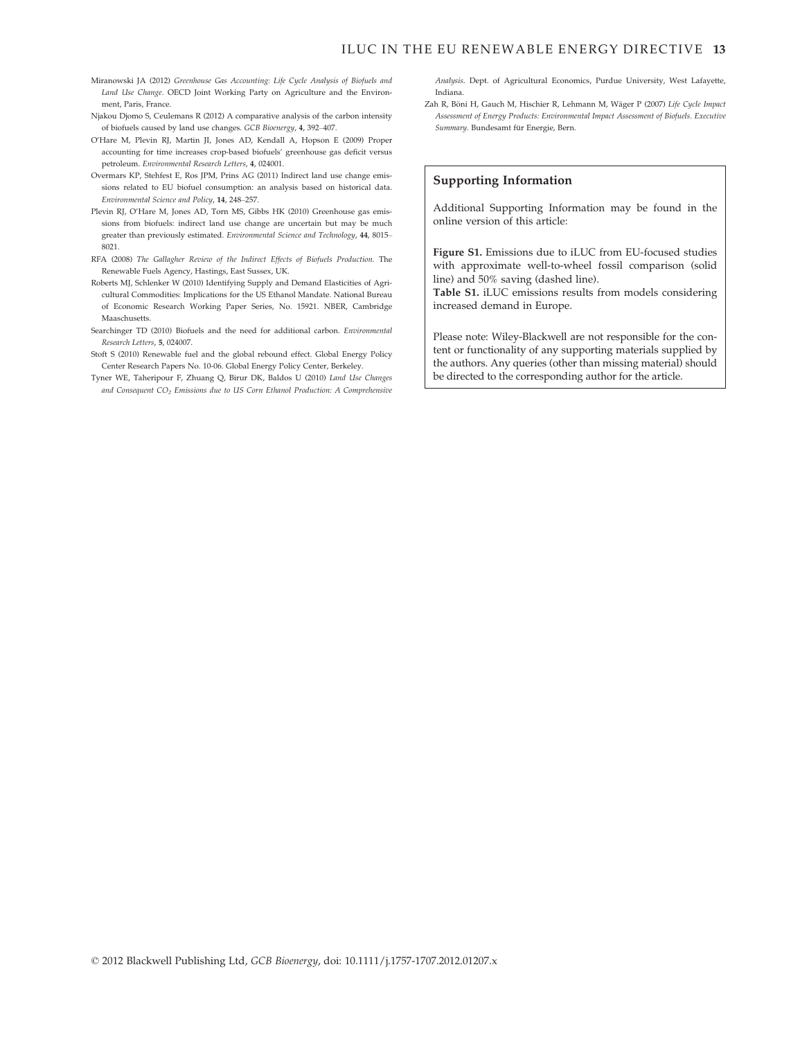Miranowski JA (2012) *Greenhouse Gas Accounting: Life Cycle Analysis of Biofuels and Land Use Change*. OECD Joint Working Party on Agriculture and the Environment, Paris, France.

Njakou Djomo S, Ceulemans R (2012) A comparative analysis of the carbon intensity of biofuels caused by land use changes. *GCB Bioenergy*, **4**, 392–407.

O'Hare M, Plevin RJ, Martin JI, Jones AD, Kendall A, Hopson E (2009) Proper accounting for time increases crop-based biofuels' greenhouse gas deficit versus petroleum. *Environmental Research Letters*, **4**, 024001.

Overmars KP, Stehfest E, Ros JPM, Prins AG (2011) Indirect land use change emissions related to EU biofuel consumption: an analysis based on historical data. *Environmental Science and Policy*, **14**, 248–257.

Plevin RJ, O'Hare M, Jones AD, Torn MS, Gibbs HK (2010) Greenhouse gas emissions from biofuels: indirect land use change are uncertain but may be much greater than previously estimated. *Environmental Science and Technology*, **44**, 8015–8021.

RFA (2008) *The Gallagher Review of the Indirect Effects of Biofuels Production*. The Renewable Fuels Agency, Hastings, East Sussex, UK.

Roberts MJ, Schlenker W (2010) Identifying Supply and Demand Elasticities of Agricultural Commodities: Implications for the US Ethanol Mandate. National Bureau of Economic Research Working Paper Series, No. 15921. NBER, Cambridge Maaschusetts.

Searchinger TD (2010) Biofuels and the need for additional carbon. *Environmental Research Letters*, **5**, 024007.

Stoft S (2010) Renewable fuel and the global rebound effect. Global Energy Policy Center Research Papers No. 10-06. Global Energy Policy Center, Berkeley.

Tyner WE, Taheripour F, Zhuang Q, Birur DK, Baldos U (2010) *Land Use Changes and Consequent $CO_2$ Emissions due to US Corn Ethanol Production: A Comprehensive Analysis*. Dept. of Agricultural Economics, Purdue University, West Lafayette, Indiana.

Zah R, Böni H, Gauch M, Hischier R, Lehmann M, Wäger P (2007) *Life Cycle Impact Assessment of Energy Products: Environmental Impact Assessment of Biofuels. Executive Summary*. Bundesamt für Energie, Bern.

## Supporting Information

Additional Supporting Information may be found in the online version of this article:

**Figure S1.** Emissions due to iLUC from EU-focused studies with approximate well-to-wheel fossil comparison (solid line) and 50% saving (dashed line).

**Table S1.** iLUC emissions results from models considering increased demand in Europe.

Please note: Wiley-Blackwell are not responsible for the content or functionality of any supporting materials supplied by the authors. Any queries (other than missing material) should be directed to the corresponding author for the article.